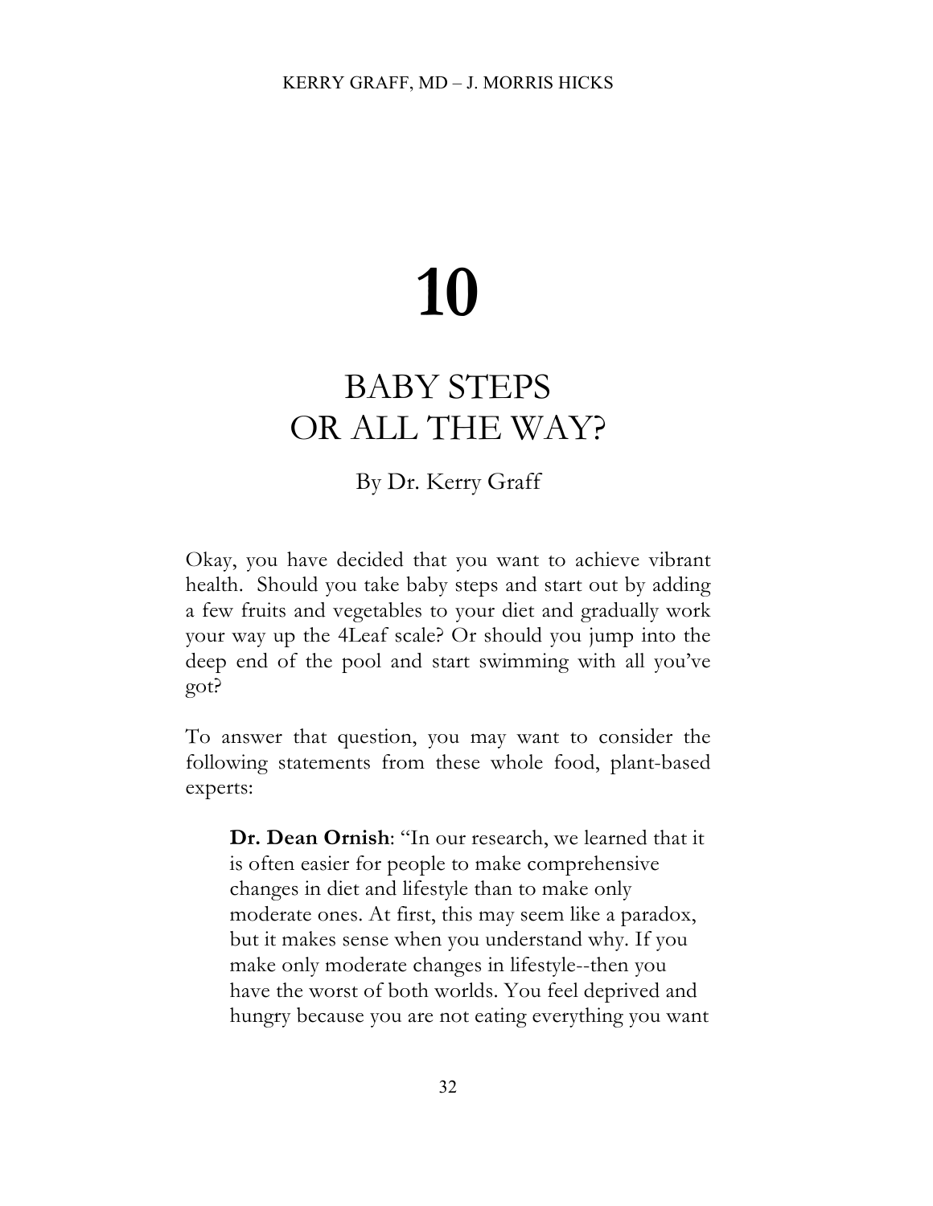# 10

## BABY STEPS OR ALL THE WAY?

By Dr. Kerry Graff

Okay, you have decided that you want to achieve vibrant health. Should you take baby steps and start out by adding a few fruits and vegetables to your diet and gradually work your way up the 4Leaf scale? Or should you jump into the deep end of the pool and start swimming with all you've got?

To answer that question, you may want to consider the following statements from these whole food, plant-based experts:

> **Dr. Dean Ornish**: "In our research, we learned that it is often easier for people to make comprehensive changes in diet and lifestyle than to make only moderate ones. At first, this may seem like a paradox, but it makes sense when you understand why. If you make only moderate changes in lifestyle--then you have the worst of both worlds. You feel deprived and hungry because you are not eating everything you want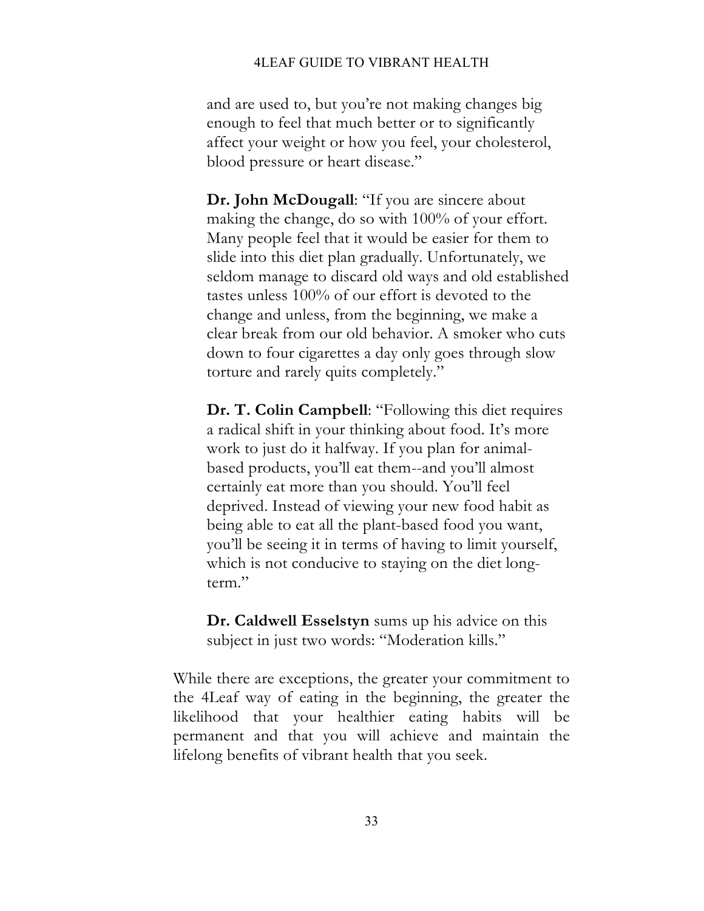and are used to, but you're not making changes big enough to feel that much better or to significantly affect your weight or how you feel, your cholesterol, blood pressure or heart disease."

> **Dr. John McDougall**: "If you are sincere about making the change, do so with 100% of your effort. Many people feel that it would be easier for them to slide into this diet plan gradually. Unfortunately, we seldom manage to discard old ways and old established tastes unless 100% of our effort is devoted to the change and unless, from the beginning, we make a clear break from our old behavior. A smoker who cuts down to four cigarettes a day only goes through slow torture and rarely quits completely."

> **Dr. T. Colin Campbell**: "Following this diet requires a radical shift in your thinking about food. It's more work to just do it halfway. If you plan for animal-based products, you'll eat them--and you'll almost certainly eat more than you should. You'll feel deprived. Instead of viewing your new food habit as being able to eat all the plant-based food you want, you'll be seeing it in terms of having to limit yourself, which is not conducive to staying on the diet long-term."

> **Dr. Caldwell Esselstyn** sums up his advice on this subject in just two words: "Moderation kills."

While there are exceptions, the greater your commitment to the 4Leaf way of eating in the beginning, the greater the likelihood that your healthier eating habits will be permanent and that you will achieve and maintain the lifelong benefits of vibrant health that you seek.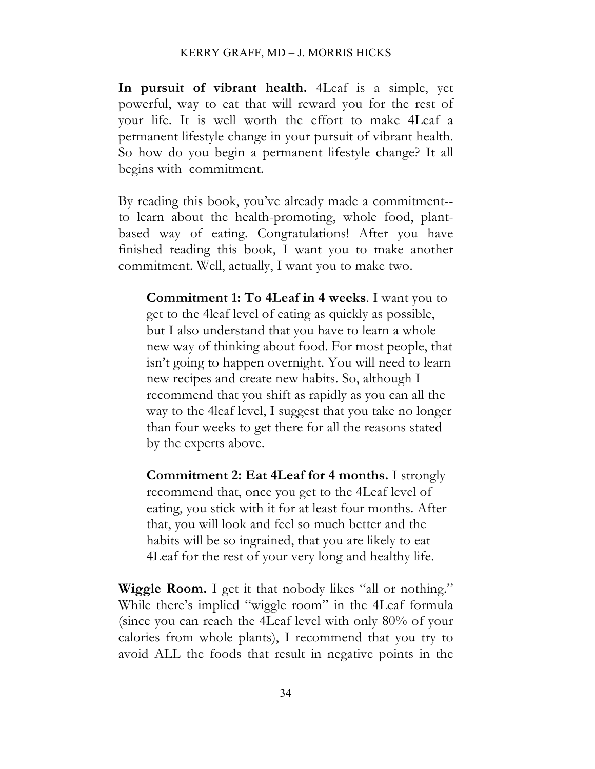**In pursuit of vibrant health.** 4Leaf is a simple, yet powerful, way to eat that will reward you for the rest of your life. It is well worth the effort to make 4Leaf a permanent lifestyle change in your pursuit of vibrant health. So how do you begin a permanent lifestyle change? It all begins with commitment.

By reading this book, you've already made a commitment--to learn about the health-promoting, whole food, plant-based way of eating. Congratulations! After you have finished reading this book, I want you to make another commitment. Well, actually, I want you to make two.

> **Commitment 1: To 4Leaf in 4 weeks**. I want you to get to the 4leaf level of eating as quickly as possible, but I also understand that you have to learn a whole new way of thinking about food. For most people, that isn't going to happen overnight. You will need to learn new recipes and create new habits. So, although I recommend that you shift as rapidly as you can all the way to the 4leaf level, I suggest that you take no longer than four weeks to get there for all the reasons stated by the experts above.
>
> **Commitment 2: Eat 4Leaf for 4 months.** I strongly recommend that, once you get to the 4Leaf level of eating, you stick with it for at least four months. After that, you will look and feel so much better and the habits will be so ingrained, that you are likely to eat 4Leaf for the rest of your very long and healthy life.

**Wiggle Room.** I get it that nobody likes "all or nothing." While there's implied "wiggle room" in the 4Leaf formula (since you can reach the 4Leaf level with only 80% of your calories from whole plants), I recommend that you try to avoid ALL the foods that result in negative points in the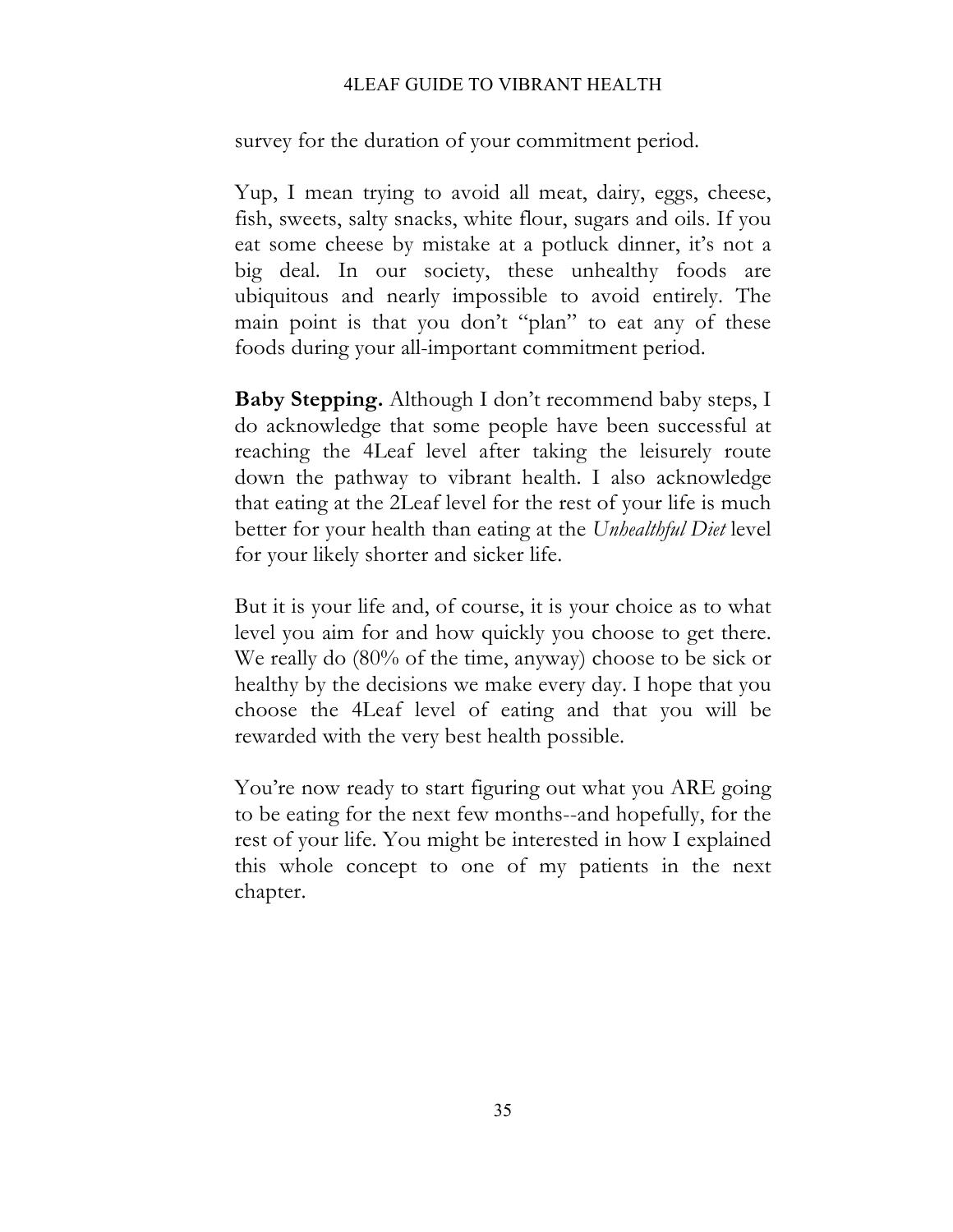survey for the duration of your commitment period.

Yup, I mean trying to avoid all meat, dairy, eggs, cheese, fish, sweets, salty snacks, white flour, sugars and oils. If you eat some cheese by mistake at a potluck dinner, it's not a big deal. In our society, these unhealthy foods are ubiquitous and nearly impossible to avoid entirely. The main point is that you don't "plan" to eat any of these foods during your all-important commitment period.

**Baby Stepping.** Although I don't recommend baby steps, I do acknowledge that some people have been successful at reaching the 4Leaf level after taking the leisurely route down the pathway to vibrant health. I also acknowledge that eating at the 2Leaf level for the rest of your life is much better for your health than eating at the *Unhealthful Diet* level for your likely shorter and sicker life.

But it is your life and, of course, it is your choice as to what level you aim for and how quickly you choose to get there. We really do (80% of the time, anyway) choose to be sick or healthy by the decisions we make every day. I hope that you choose the 4Leaf level of eating and that you will be rewarded with the very best health possible.

You're now ready to start figuring out what you ARE going to be eating for the next few months--and hopefully, for the rest of your life. You might be interested in how I explained this whole concept to one of my patients in the next chapter.